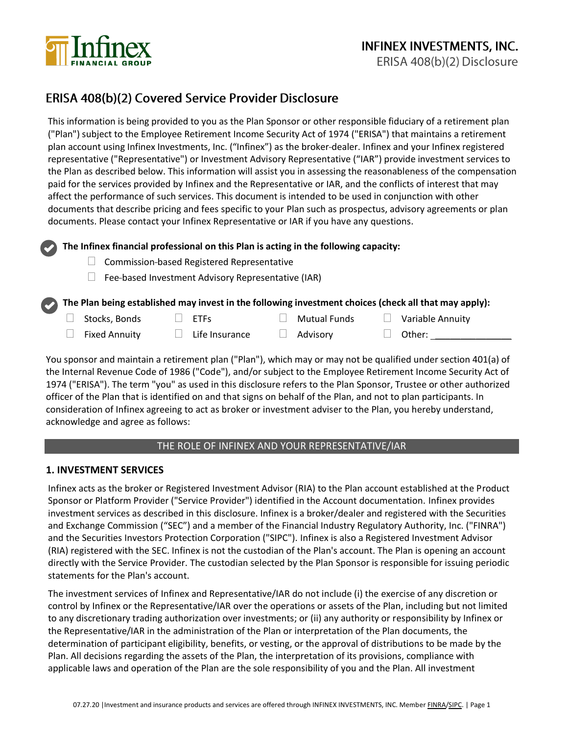# INFINEX INVESTMENTS, INC.

ERISA 408(b)(2) Disclosure

## ERISA 408(b)(2) Covered Service Provider Disclosure

This information is being provided to you as the Plan Sponsor or other responsible fiduciary of a retirement plan ("Plan") subject to the Employee Retirement Income Security Act of 1974 ("ERISA") that maintains a retirement plan account using Infinex Investments, Inc. ("Infinex") as the broker-dealer. Infinex and your Infinex registered representative ("Representative") or Investment Advisory Representative ("IAR") provide investment services to the Plan as described below. This information will assist you in assessing the reasonableness of the compensation paid for the services provided by Infinex and the Representative or IAR, and the conflicts of interest that may affect the performance of such services. This document is intended to be used in conjunction with other documents that describe pricing and fees specific to your Plan such as prospectus, advisory agreements or plan documents. Please contact your Infinex Representative or IAR if you have any questions.

**The Infinex financial professional on this Plan is acting in the following capacity:**

- ☐ Commission-based Registered Representative
- ☐ Fee-based Investment Advisory Representative (IAR)

**The Plan being established may invest in the following investment choices (check all that may apply):**

| | | | |
|---|---|---|---|
| ☐ Stocks, Bonds | ☐ ETFs | ☐ Mutual Funds | ☐ Variable Annuity |
| ☐ Fixed Annuity | ☐ Life Insurance | ☐ Advisory | ☐ Other: _______________ |

You sponsor and maintain a retirement plan ("Plan"), which may or may not be qualified under section 401(a) of the Internal Revenue Code of 1986 ("Code"), and/or subject to the Employee Retirement Income Security Act of 1974 ("ERISA"). The term "you" as used in this disclosure refers to the Plan Sponsor, Trustee or other authorized officer of the Plan that is identified on and that signs on behalf of the Plan, and not to plan participants. In consideration of Infinex agreeing to act as broker or investment adviser to the Plan, you hereby understand, acknowledge and agree as follows:

## THE ROLE OF INFINEX AND YOUR REPRESENTATIVE/IAR

### 1. INVESTMENT SERVICES

Infinex acts as the broker or Registered Investment Advisor (RIA) to the Plan account established at the Product Sponsor or Platform Provider ("Service Provider") identified in the Account documentation. Infinex provides investment services as described in this disclosure. Infinex is a broker/dealer and registered with the Securities and Exchange Commission ("SEC") and a member of the Financial Industry Regulatory Authority, Inc. ("FINRA") and the Securities Investors Protection Corporation ("SIPC"). Infinex is also a Registered Investment Advisor (RIA) registered with the SEC. Infinex is not the custodian of the Plan's account. The Plan is opening an account directly with the Service Provider. The custodian selected by the Plan Sponsor is responsible for issuing periodic statements for the Plan's account.

The investment services of Infinex and Representative/IAR do not include (i) the exercise of any discretion or control by Infinex or the Representative/IAR over the operations or assets of the Plan, including but not limited to any discretionary trading authorization over investments; or (ii) any authority or responsibility by Infinex or the Representative/IAR in the administration of the Plan or interpretation of the Plan documents, the determination of participant eligibility, benefits, or vesting, or the approval of distributions to be made by the Plan. All decisions regarding the assets of the Plan, the interpretation of its provisions, compliance with applicable laws and operation of the Plan are the sole responsibility of you and the Plan. All investment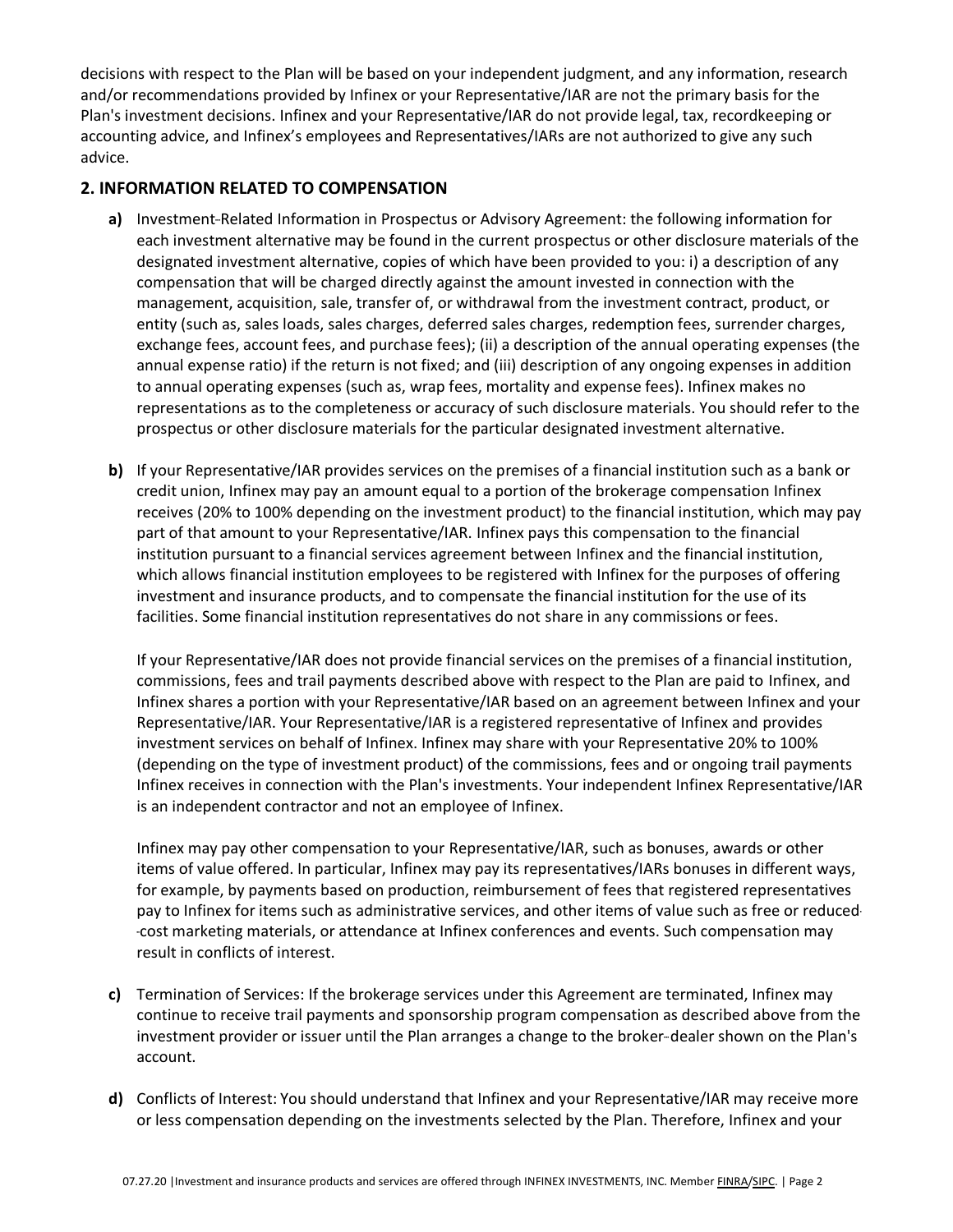decisions with respect to the Plan will be based on your independent judgment, and any information, research and/or recommendations provided by Infinex or your Representative/IAR are not the primary basis for the Plan's investment decisions. Infinex and your Representative/IAR do not provide legal, tax, recordkeeping or accounting advice, and Infinex's employees and Representatives/IARs are not authorized to give any such advice.

## 2. INFORMATION RELATED TO COMPENSATION

**a)** Investment-Related Information in Prospectus or Advisory Agreement: the following information for each investment alternative may be found in the current prospectus or other disclosure materials of the designated investment alternative, copies of which have been provided to you: i) a description of any compensation that will be charged directly against the amount invested in connection with the management, acquisition, sale, transfer of, or withdrawal from the investment contract, product, or entity (such as, sales loads, sales charges, deferred sales charges, redemption fees, surrender charges, exchange fees, account fees, and purchase fees); (ii) a description of the annual operating expenses (the annual expense ratio) if the return is not fixed; and (iii) description of any ongoing expenses in addition to annual operating expenses (such as, wrap fees, mortality and expense fees). Infinex makes no representations as to the completeness or accuracy of such disclosure materials. You should refer to the prospectus or other disclosure materials for the particular designated investment alternative.

**b)** If your Representative/IAR provides services on the premises of a financial institution such as a bank or credit union, Infinex may pay an amount equal to a portion of the brokerage compensation Infinex receives (20% to 100% depending on the investment product) to the financial institution, which may pay part of that amount to your Representative/IAR. Infinex pays this compensation to the financial institution pursuant to a financial services agreement between Infinex and the financial institution, which allows financial institution employees to be registered with Infinex for the purposes of offering investment and insurance products, and to compensate the financial institution for the use of its facilities. Some financial institution representatives do not share in any commissions or fees.

If your Representative/IAR does not provide financial services on the premises of a financial institution, commissions, fees and trail payments described above with respect to the Plan are paid to Infinex, and Infinex shares a portion with your Representative/IAR based on an agreement between Infinex and your Representative/IAR. Your Representative/IAR is a registered representative of Infinex and provides investment services on behalf of Infinex. Infinex may share with your Representative 20% to 100% (depending on the type of investment product) of the commissions, fees and or ongoing trail payments Infinex receives in connection with the Plan's investments. Your independent Infinex Representative/IAR is an independent contractor and not an employee of Infinex.

Infinex may pay other compensation to your Representative/IAR, such as bonuses, awards or other items of value offered. In particular, Infinex may pay its representatives/IARs bonuses in different ways, for example, by payments based on production, reimbursement of fees that registered representatives pay to Infinex for items such as administrative services, and other items of value such as free or reduced-cost marketing materials, or attendance at Infinex conferences and events. Such compensation may result in conflicts of interest.

**c)** Termination of Services: If the brokerage services under this Agreement are terminated, Infinex may continue to receive trail payments and sponsorship program compensation as described above from the investment provider or issuer until the Plan arranges a change to the broker-dealer shown on the Plan's account.

**d)** Conflicts of Interest: You should understand that Infinex and your Representative/IAR may receive more or less compensation depending on the investments selected by the Plan. Therefore, Infinex and your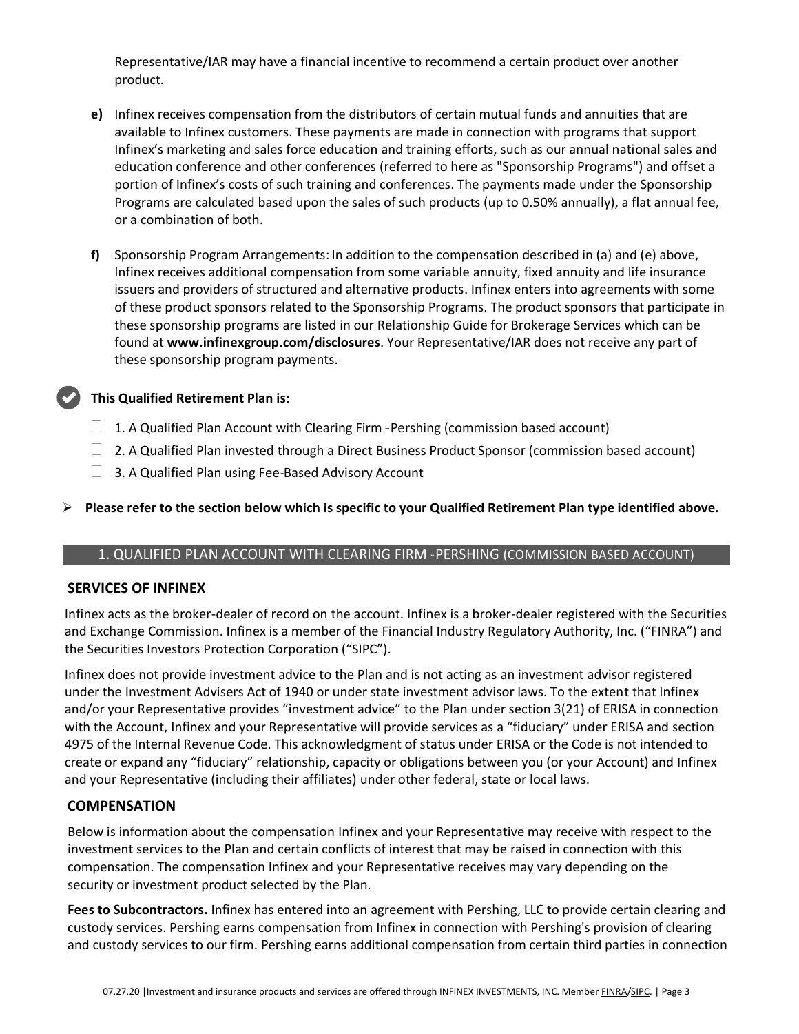Representative/IAR may have a financial incentive to recommend a certain product over another product.

**e)** Infinex receives compensation from the distributors of certain mutual funds and annuities that are available to Infinex customers. These payments are made in connection with programs that support Infinex's marketing and sales force education and training efforts, such as our annual national sales and education conference and other conferences (referred to here as "Sponsorship Programs") and offset a portion of Infinex's costs of such training and conferences. The payments made under the Sponsorship Programs are calculated based upon the sales of such products (up to 0.50% annually), a flat annual fee, or a combination of both.

**f)** Sponsorship Program Arrangements: In addition to the compensation described in (a) and (e) above, Infinex receives additional compensation from some variable annuity, fixed annuity and life insurance issuers and providers of structured and alternative products. Infinex enters into agreements with some of these product sponsors related to the Sponsorship Programs. The product sponsors that participate in these sponsorship programs are listed in our Relationship Guide for Brokerage Services which can be found at **www.infinexgroup.com/disclosures**. Your Representative/IAR does not receive any part of these sponsorship program payments.

**This Qualified Retirement Plan is:**

- ☐ 1. A Qualified Plan Account with Clearing Firm - Pershing (commission based account)
- ☐ 2. A Qualified Plan invested through a Direct Business Product Sponsor (commission based account)
- ☐ 3. A Qualified Plan using Fee-Based Advisory Account

➢ **Please refer to the section below which is specific to your Qualified Retirement Plan type identified above.**

## 1. QUALIFIED PLAN ACCOUNT WITH CLEARING FIRM - PERSHING (COMMISSION BASED ACCOUNT)

### SERVICES OF INFINEX

Infinex acts as the broker-dealer of record on the account. Infinex is a broker-dealer registered with the Securities and Exchange Commission. Infinex is a member of the Financial Industry Regulatory Authority, Inc. ("FINRA") and the Securities Investors Protection Corporation ("SIPC").

Infinex does not provide investment advice to the Plan and is not acting as an investment advisor registered under the Investment Advisers Act of 1940 or under state investment advisor laws. To the extent that Infinex and/or your Representative provides "investment advice" to the Plan under section 3(21) of ERISA in connection with the Account, Infinex and your Representative will provide services as a "fiduciary" under ERISA and section 4975 of the Internal Revenue Code. This acknowledgment of status under ERISA or the Code is not intended to create or expand any "fiduciary" relationship, capacity or obligations between you (or your Account) and Infinex and your Representative (including their affiliates) under other federal, state or local laws.

### COMPENSATION

Below is information about the compensation Infinex and your Representative may receive with respect to the investment services to the Plan and certain conflicts of interest that may be raised in connection with this compensation. The compensation Infinex and your Representative receives may vary depending on the security or investment product selected by the Plan.

**Fees to Subcontractors.** Infinex has entered into an agreement with Pershing, LLC to provide certain clearing and custody services. Pershing earns compensation from Infinex in connection with Pershing's provision of clearing and custody services to our firm. Pershing earns additional compensation from certain third parties in connection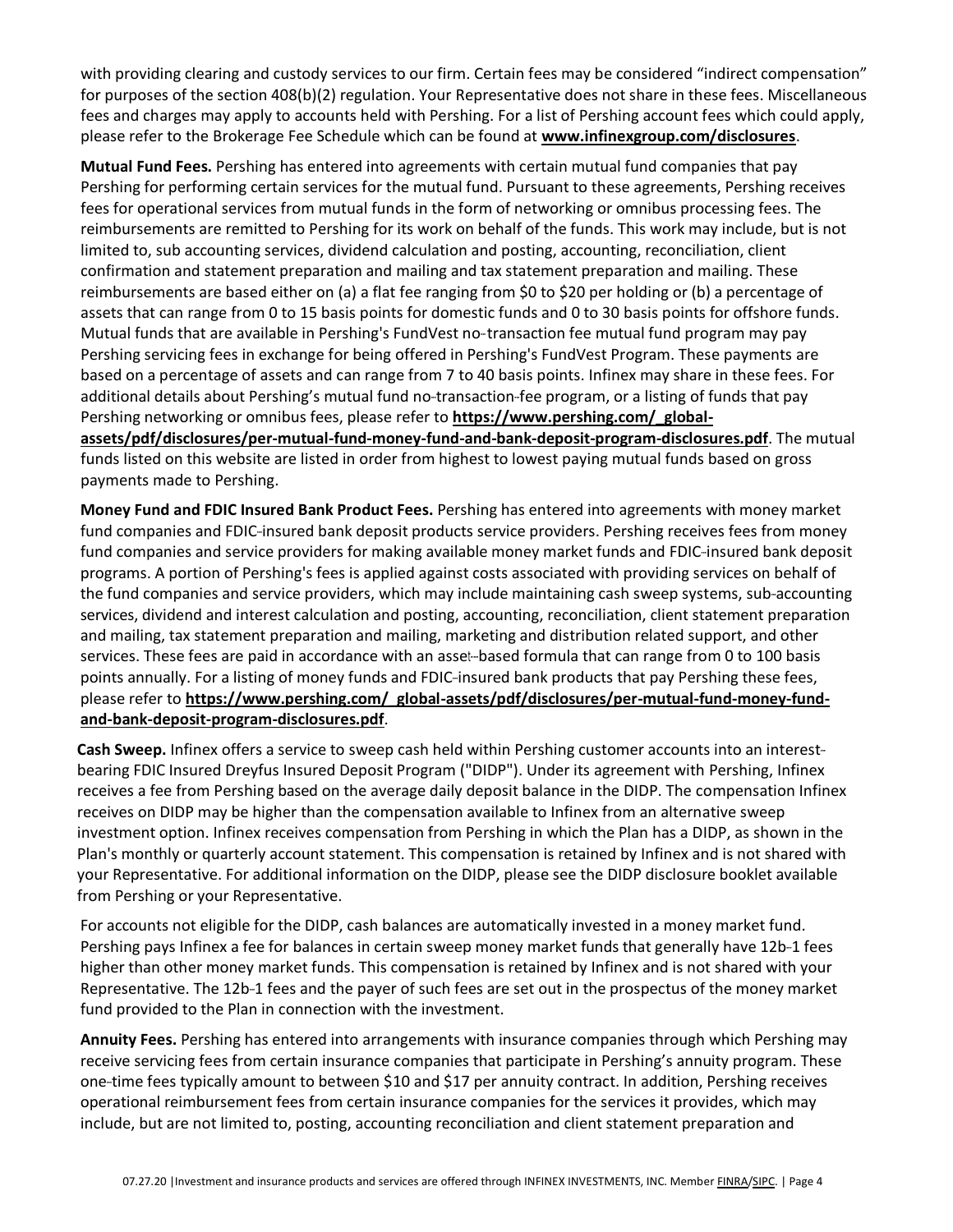with providing clearing and custody services to our firm. Certain fees may be considered "indirect compensation" for purposes of the section 408(b)(2) regulation. Your Representative does not share in these fees. Miscellaneous fees and charges may apply to accounts held with Pershing. For a list of Pershing account fees which could apply, please refer to the Brokerage Fee Schedule which can be found at **www.infinexgroup.com/disclosures**.

**Mutual Fund Fees.** Pershing has entered into agreements with certain mutual fund companies that pay Pershing for performing certain services for the mutual fund. Pursuant to these agreements, Pershing receives fees for operational services from mutual funds in the form of networking or omnibus processing fees. The reimbursements are remitted to Pershing for its work on behalf of the funds. This work may include, but is not limited to, sub accounting services, dividend calculation and posting, accounting, reconciliation, client confirmation and statement preparation and mailing and tax statement preparation and mailing. These reimbursements are based either on (a) a flat fee ranging from $0 to $20 per holding or (b) a percentage of assets that can range from 0 to 15 basis points for domestic funds and 0 to 30 basis points for offshore funds. Mutual funds that are available in Pershing's FundVest no-transaction fee mutual fund program may pay Pershing servicing fees in exchange for being offered in Pershing's FundVest Program. These payments are based on a percentage of assets and can range from 7 to 40 basis points. Infinex may share in these fees. For additional details about Pershing's mutual fund no-transaction-fee program, or a listing of funds that pay Pershing networking or omnibus fees, please refer to **https://www.pershing.com/_global-assets/pdf/disclosures/per-mutual-fund-money-fund-and-bank-deposit-program-disclosures.pdf**. The mutual funds listed on this website are listed in order from highest to lowest paying mutual funds based on gross payments made to Pershing.

**Money Fund and FDIC Insured Bank Product Fees.** Pershing has entered into agreements with money market fund companies and FDIC-insured bank deposit products service providers. Pershing receives fees from money fund companies and service providers for making available money market funds and FDIC-insured bank deposit programs. A portion of Pershing's fees is applied against costs associated with providing services on behalf of the fund companies and service providers, which may include maintaining cash sweep systems, sub-accounting services, dividend and interest calculation and posting, accounting, reconciliation, client statement preparation and mailing, tax statement preparation and mailing, marketing and distribution related support, and other services. These fees are paid in accordance with an asset-based formula that can range from 0 to 100 basis points annually. For a listing of money funds and FDIC-insured bank products that pay Pershing these fees, please refer to **https://www.pershing.com/_global-assets/pdf/disclosures/per-mutual-fund-money-fund-and-bank-deposit-program-disclosures.pdf**.

**Cash Sweep.** Infinex offers a service to sweep cash held within Pershing customer accounts into an interest-bearing FDIC Insured Dreyfus Insured Deposit Program ("DIDP"). Under its agreement with Pershing, Infinex receives a fee from Pershing based on the average daily deposit balance in the DIDP. The compensation Infinex receives on DIDP may be higher than the compensation available to Infinex from an alternative sweep investment option. Infinex receives compensation from Pershing in which the Plan has a DIDP, as shown in the Plan's monthly or quarterly account statement. This compensation is retained by Infinex and is not shared with your Representative. For additional information on the DIDP, please see the DIDP disclosure booklet available from Pershing or your Representative.

For accounts not eligible for the DIDP, cash balances are automatically invested in a money market fund. Pershing pays Infinex a fee for balances in certain sweep money market funds that generally have 12b-1 fees higher than other money market funds. This compensation is retained by Infinex and is not shared with your Representative. The 12b-1 fees and the payer of such fees are set out in the prospectus of the money market fund provided to the Plan in connection with the investment.

**Annuity Fees.** Pershing has entered into arrangements with insurance companies through which Pershing may receive servicing fees from certain insurance companies that participate in Pershing's annuity program. These one-time fees typically amount to between $10 and $17 per annuity contract. In addition, Pershing receives operational reimbursement fees from certain insurance companies for the services it provides, which may include, but are not limited to, posting, accounting reconciliation and client statement preparation and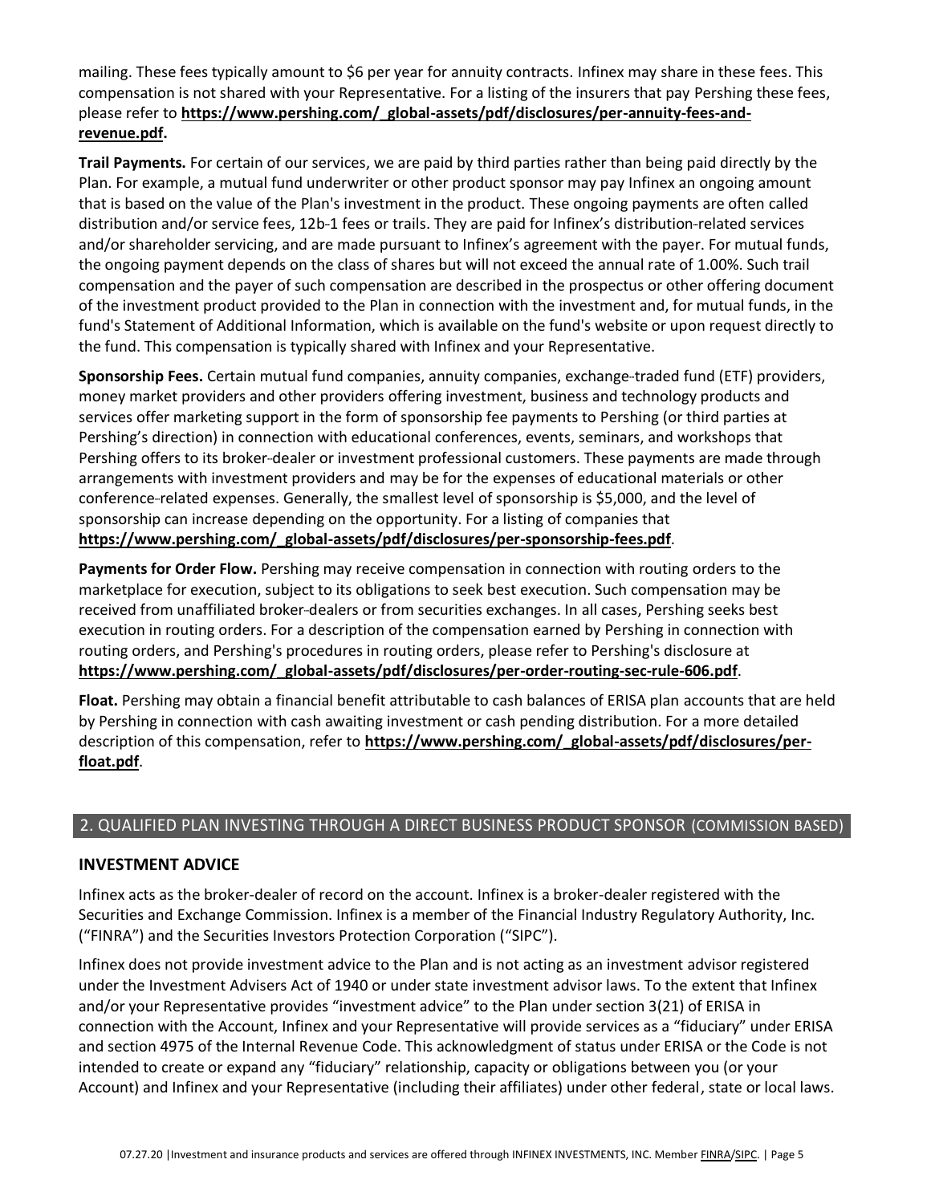mailing. These fees typically amount to $6 per year for annuity contracts. Infinex may share in these fees. This compensation is not shared with your Representative. For a listing of the insurers that pay Pershing these fees, please refer to **https://www.pershing.com/_global-assets/pdf/disclosures/per-annuity-fees-and-revenue.pdf.**

**Trail Payments.** For certain of our services, we are paid by third parties rather than being paid directly by the Plan. For example, a mutual fund underwriter or other product sponsor may pay Infinex an ongoing amount that is based on the value of the Plan's investment in the product. These ongoing payments are often called distribution and/or service fees, 12b-1 fees or trails. They are paid for Infinex's distribution-related services and/or shareholder servicing, and are made pursuant to Infinex's agreement with the payer. For mutual funds, the ongoing payment depends on the class of shares but will not exceed the annual rate of 1.00%. Such trail compensation and the payer of such compensation are described in the prospectus or other offering document of the investment product provided to the Plan in connection with the investment and, for mutual funds, in the fund's Statement of Additional Information, which is available on the fund's website or upon request directly to the fund. This compensation is typically shared with Infinex and your Representative.

**Sponsorship Fees.** Certain mutual fund companies, annuity companies, exchange-traded fund (ETF) providers, money market providers and other providers offering investment, business and technology products and services offer marketing support in the form of sponsorship fee payments to Pershing (or third parties at Pershing's direction) in connection with educational conferences, events, seminars, and workshops that Pershing offers to its broker-dealer or investment professional customers. These payments are made through arrangements with investment providers and may be for the expenses of educational materials or other conference-related expenses. Generally, the smallest level of sponsorship is $5,000, and the level of sponsorship can increase depending on the opportunity. For a listing of companies that **https://www.pershing.com/_global-assets/pdf/disclosures/per-sponsorship-fees.pdf**.

**Payments for Order Flow.** Pershing may receive compensation in connection with routing orders to the marketplace for execution, subject to its obligations to seek best execution. Such compensation may be received from unaffiliated broker-dealers or from securities exchanges. In all cases, Pershing seeks best execution in routing orders. For a description of the compensation earned by Pershing in connection with routing orders, and Pershing's procedures in routing orders, please refer to Pershing's disclosure at **https://www.pershing.com/_global-assets/pdf/disclosures/per-order-routing-sec-rule-606.pdf**.

**Float.** Pershing may obtain a financial benefit attributable to cash balances of ERISA plan accounts that are held by Pershing in connection with cash awaiting investment or cash pending distribution. For a more detailed description of this compensation, refer to **https://www.pershing.com/_global-assets/pdf/disclosures/per-float.pdf**.

## 2. QUALIFIED PLAN INVESTING THROUGH A DIRECT BUSINESS PRODUCT SPONSOR (COMMISSION BASED)

### INVESTMENT ADVICE

Infinex acts as the broker-dealer of record on the account. Infinex is a broker-dealer registered with the Securities and Exchange Commission. Infinex is a member of the Financial Industry Regulatory Authority, Inc. ("FINRA") and the Securities Investors Protection Corporation ("SIPC").

Infinex does not provide investment advice to the Plan and is not acting as an investment advisor registered under the Investment Advisers Act of 1940 or under state investment advisor laws. To the extent that Infinex and/or your Representative provides "investment advice" to the Plan under section 3(21) of ERISA in connection with the Account, Infinex and your Representative will provide services as a "fiduciary" under ERISA and section 4975 of the Internal Revenue Code. This acknowledgment of status under ERISA or the Code is not intended to create or expand any "fiduciary" relationship, capacity or obligations between you (or your Account) and Infinex and your Representative (including their affiliates) under other federal, state or local laws.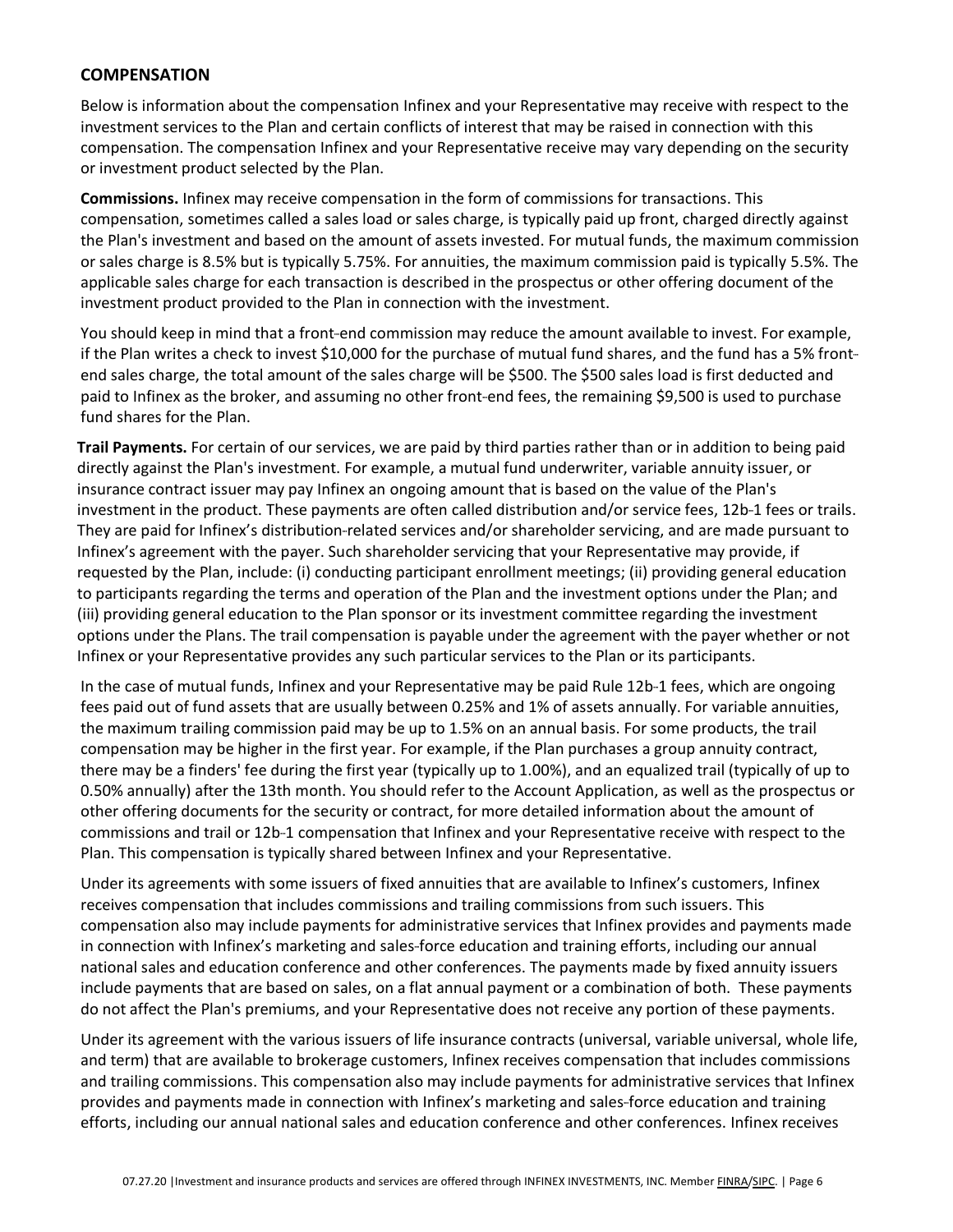## COMPENSATION

Below is information about the compensation Infinex and your Representative may receive with respect to the investment services to the Plan and certain conflicts of interest that may be raised in connection with this compensation. The compensation Infinex and your Representative receive may vary depending on the security or investment product selected by the Plan.

**Commissions.** Infinex may receive compensation in the form of commissions for transactions. This compensation, sometimes called a sales load or sales charge, is typically paid up front, charged directly against the Plan's investment and based on the amount of assets invested. For mutual funds, the maximum commission or sales charge is 8.5% but is typically 5.75%. For annuities, the maximum commission paid is typically 5.5%. The applicable sales charge for each transaction is described in the prospectus or other offering document of the investment product provided to the Plan in connection with the investment.

You should keep in mind that a front-end commission may reduce the amount available to invest. For example, if the Plan writes a check to invest $10,000 for the purchase of mutual fund shares, and the fund has a 5% front-end sales charge, the total amount of the sales charge will be $500. The $500 sales load is first deducted and paid to Infinex as the broker, and assuming no other front-end fees, the remaining $9,500 is used to purchase fund shares for the Plan.

**Trail Payments.** For certain of our services, we are paid by third parties rather than or in addition to being paid directly against the Plan's investment. For example, a mutual fund underwriter, variable annuity issuer, or insurance contract issuer may pay Infinex an ongoing amount that is based on the value of the Plan's investment in the product. These payments are often called distribution and/or service fees, 12b-1 fees or trails. They are paid for Infinex's distribution-related services and/or shareholder servicing, and are made pursuant to Infinex's agreement with the payer. Such shareholder servicing that your Representative may provide, if requested by the Plan, include: (i) conducting participant enrollment meetings; (ii) providing general education to participants regarding the terms and operation of the Plan and the investment options under the Plan; and (iii) providing general education to the Plan sponsor or its investment committee regarding the investment options under the Plans. The trail compensation is payable under the agreement with the payer whether or not Infinex or your Representative provides any such particular services to the Plan or its participants.

In the case of mutual funds, Infinex and your Representative may be paid Rule 12b-1 fees, which are ongoing fees paid out of fund assets that are usually between 0.25% and 1% of assets annually. For variable annuities, the maximum trailing commission paid may be up to 1.5% on an annual basis. For some products, the trail compensation may be higher in the first year. For example, if the Plan purchases a group annuity contract, there may be a finders' fee during the first year (typically up to 1.00%), and an equalized trail (typically of up to 0.50% annually) after the 13th month. You should refer to the Account Application, as well as the prospectus or other offering documents for the security or contract, for more detailed information about the amount of commissions and trail or 12b-1 compensation that Infinex and your Representative receive with respect to the Plan. This compensation is typically shared between Infinex and your Representative.

Under its agreements with some issuers of fixed annuities that are available to Infinex's customers, Infinex receives compensation that includes commissions and trailing commissions from such issuers. This compensation also may include payments for administrative services that Infinex provides and payments made in connection with Infinex's marketing and sales-force education and training efforts, including our annual national sales and education conference and other conferences. The payments made by fixed annuity issuers include payments that are based on sales, on a flat annual payment or a combination of both. These payments do not affect the Plan's premiums, and your Representative does not receive any portion of these payments.

Under its agreement with the various issuers of life insurance contracts (universal, variable universal, whole life, and term) that are available to brokerage customers, Infinex receives compensation that includes commissions and trailing commissions. This compensation also may include payments for administrative services that Infinex provides and payments made in connection with Infinex's marketing and sales-force education and training efforts, including our annual national sales and education conference and other conferences. Infinex receives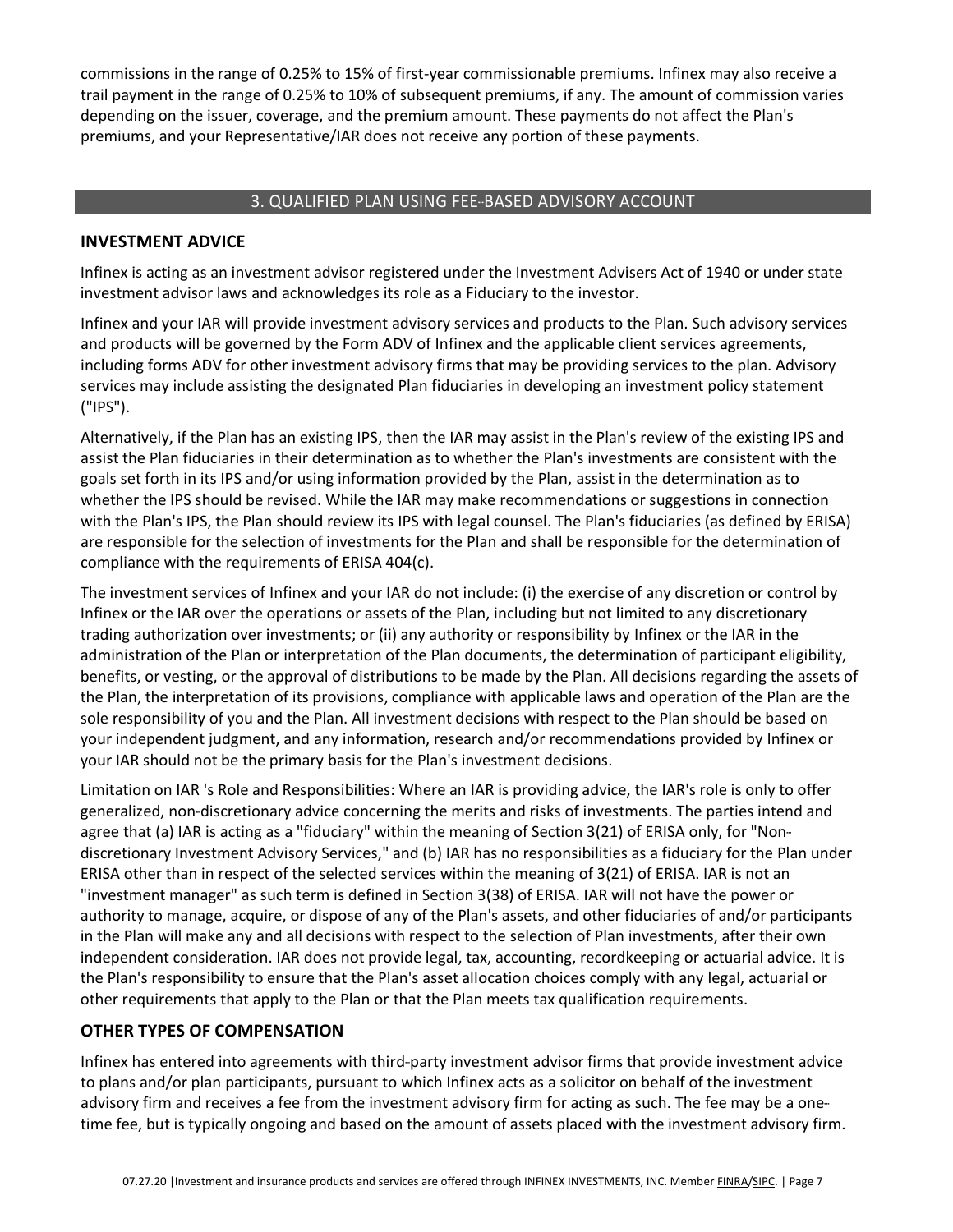commissions in the range of 0.25% to 15% of first-year commissionable premiums. Infinex may also receive a trail payment in the range of 0.25% to 10% of subsequent premiums, if any. The amount of commission varies depending on the issuer, coverage, and the premium amount. These payments do not affect the Plan's premiums, and your Representative/IAR does not receive any portion of these payments.

## 3. QUALIFIED PLAN USING FEE-BASED ADVISORY ACCOUNT

### INVESTMENT ADVICE

Infinex is acting as an investment advisor registered under the Investment Advisers Act of 1940 or under state investment advisor laws and acknowledges its role as a Fiduciary to the investor.

Infinex and your IAR will provide investment advisory services and products to the Plan. Such advisory services and products will be governed by the Form ADV of Infinex and the applicable client services agreements, including forms ADV for other investment advisory firms that may be providing services to the plan. Advisory services may include assisting the designated Plan fiduciaries in developing an investment policy statement ("IPS").

Alternatively, if the Plan has an existing IPS, then the IAR may assist in the Plan's review of the existing IPS and assist the Plan fiduciaries in their determination as to whether the Plan's investments are consistent with the goals set forth in its IPS and/or using information provided by the Plan, assist in the determination as to whether the IPS should be revised. While the IAR may make recommendations or suggestions in connection with the Plan's IPS, the Plan should review its IPS with legal counsel. The Plan's fiduciaries (as defined by ERISA) are responsible for the selection of investments for the Plan and shall be responsible for the determination of compliance with the requirements of ERISA 404(c).

The investment services of Infinex and your IAR do not include: (i) the exercise of any discretion or control by Infinex or the IAR over the operations or assets of the Plan, including but not limited to any discretionary trading authorization over investments; or (ii) any authority or responsibility by Infinex or the IAR in the administration of the Plan or interpretation of the Plan documents, the determination of participant eligibility, benefits, or vesting, or the approval of distributions to be made by the Plan. All decisions regarding the assets of the Plan, the interpretation of its provisions, compliance with applicable laws and operation of the Plan are the sole responsibility of you and the Plan. All investment decisions with respect to the Plan should be based on your independent judgment, and any information, research and/or recommendations provided by Infinex or your IAR should not be the primary basis for the Plan's investment decisions.

Limitation on IAR 's Role and Responsibilities: Where an IAR is providing advice, the IAR's role is only to offer generalized, non-discretionary advice concerning the merits and risks of investments. The parties intend and agree that (a) IAR is acting as a "fiduciary" within the meaning of Section 3(21) of ERISA only, for "Non-discretionary Investment Advisory Services," and (b) IAR has no responsibilities as a fiduciary for the Plan under ERISA other than in respect of the selected services within the meaning of 3(21) of ERISA. IAR is not an "investment manager" as such term is defined in Section 3(38) of ERISA. IAR will not have the power or authority to manage, acquire, or dispose of any of the Plan's assets, and other fiduciaries of and/or participants in the Plan will make any and all decisions with respect to the selection of Plan investments, after their own independent consideration. IAR does not provide legal, tax, accounting, recordkeeping or actuarial advice. It is the Plan's responsibility to ensure that the Plan's asset allocation choices comply with any legal, actuarial or other requirements that apply to the Plan or that the Plan meets tax qualification requirements.

### OTHER TYPES OF COMPENSATION

Infinex has entered into agreements with third-party investment advisor firms that provide investment advice to plans and/or plan participants, pursuant to which Infinex acts as a solicitor on behalf of the investment advisory firm and receives a fee from the investment advisory firm for acting as such. The fee may be a one-time fee, but is typically ongoing and based on the amount of assets placed with the investment advisory firm.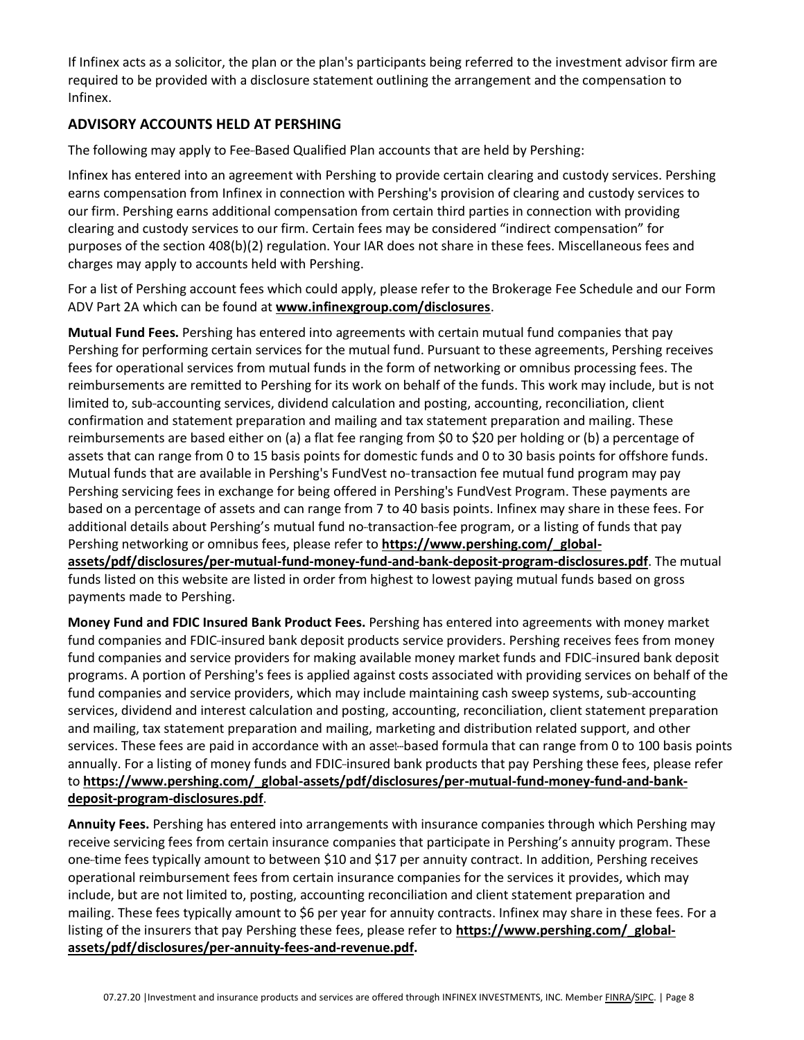If Infinex acts as a solicitor, the plan or the plan's participants being referred to the investment advisor firm are required to be provided with a disclosure statement outlining the arrangement and the compensation to Infinex.

## ADVISORY ACCOUNTS HELD AT PERSHING

The following may apply to Fee-Based Qualified Plan accounts that are held by Pershing:

Infinex has entered into an agreement with Pershing to provide certain clearing and custody services. Pershing earns compensation from Infinex in connection with Pershing's provision of clearing and custody services to our firm. Pershing earns additional compensation from certain third parties in connection with providing clearing and custody services to our firm. Certain fees may be considered "indirect compensation" for purposes of the section 408(b)(2) regulation. Your IAR does not share in these fees. Miscellaneous fees and charges may apply to accounts held with Pershing.

For a list of Pershing account fees which could apply, please refer to the Brokerage Fee Schedule and our Form ADV Part 2A which can be found at **www.infinexgroup.com/disclosures**.

**Mutual Fund Fees.** Pershing has entered into agreements with certain mutual fund companies that pay Pershing for performing certain services for the mutual fund. Pursuant to these agreements, Pershing receives fees for operational services from mutual funds in the form of networking or omnibus processing fees. The reimbursements are remitted to Pershing for its work on behalf of the funds. This work may include, but is not limited to, sub-accounting services, dividend calculation and posting, accounting, reconciliation, client confirmation and statement preparation and mailing and tax statement preparation and mailing. These reimbursements are based either on (a) a flat fee ranging from $0 to $20 per holding or (b) a percentage of assets that can range from 0 to 15 basis points for domestic funds and 0 to 30 basis points for offshore funds. Mutual funds that are available in Pershing's FundVest no-transaction fee mutual fund program may pay Pershing servicing fees in exchange for being offered in Pershing's FundVest Program. These payments are based on a percentage of assets and can range from 7 to 40 basis points. Infinex may share in these fees. For additional details about Pershing's mutual fund no-transaction-fee program, or a listing of funds that pay Pershing networking or omnibus fees, please refer to **https://www.pershing.com/_global-assets/pdf/disclosures/per-mutual-fund-money-fund-and-bank-deposit-program-disclosures.pdf**. The mutual funds listed on this website are listed in order from highest to lowest paying mutual funds based on gross payments made to Pershing.

**Money Fund and FDIC Insured Bank Product Fees.** Pershing has entered into agreements with money market fund companies and FDIC-insured bank deposit products service providers. Pershing receives fees from money fund companies and service providers for making available money market funds and FDIC-insured bank deposit programs. A portion of Pershing's fees is applied against costs associated with providing services on behalf of the fund companies and service providers, which may include maintaining cash sweep systems, sub-accounting services, dividend and interest calculation and posting, accounting, reconciliation, client statement preparation and mailing, tax statement preparation and mailing, marketing and distribution related support, and other services. These fees are paid in accordance with an asset-based formula that can range from 0 to 100 basis points annually. For a listing of money funds and FDIC-insured bank products that pay Pershing these fees, please refer to **https://www.pershing.com/_global-assets/pdf/disclosures/per-mutual-fund-money-fund-and-bank-deposit-program-disclosures.pdf**.

**Annuity Fees.** Pershing has entered into arrangements with insurance companies through which Pershing may receive servicing fees from certain insurance companies that participate in Pershing's annuity program. These one-time fees typically amount to between $10 and $17 per annuity contract. In addition, Pershing receives operational reimbursement fees from certain insurance companies for the services it provides, which may include, but are not limited to, posting, accounting reconciliation and client statement preparation and mailing. These fees typically amount to $6 per year for annuity contracts. Infinex may share in these fees. For a listing of the insurers that pay Pershing these fees, please refer to **https://www.pershing.com/_global-assets/pdf/disclosures/per-annuity-fees-and-revenue.pdf.**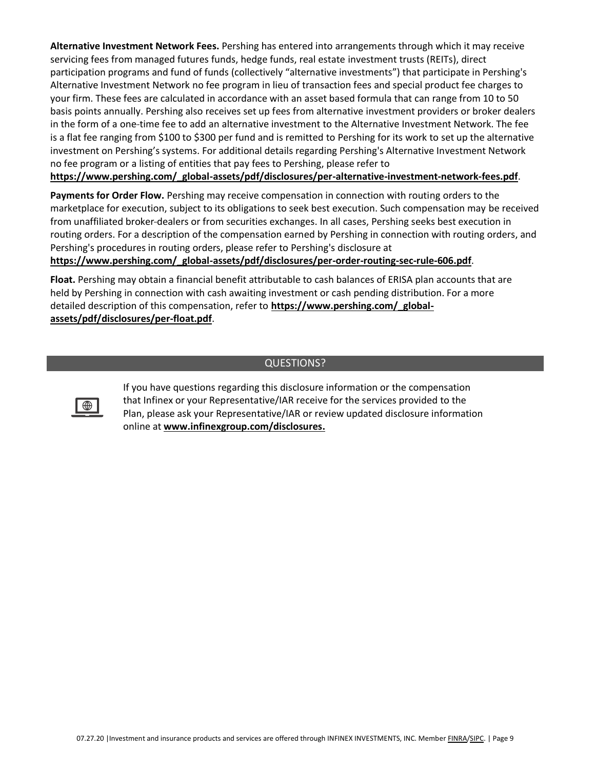**Alternative Investment Network Fees.** Pershing has entered into arrangements through which it may receive servicing fees from managed futures funds, hedge funds, real estate investment trusts (REITs), direct participation programs and fund of funds (collectively "alternative investments") that participate in Pershing's Alternative Investment Network no fee program in lieu of transaction fees and special product fee charges to your firm. These fees are calculated in accordance with an asset based formula that can range from 10 to 50 basis points annually. Pershing also receives set up fees from alternative investment providers or broker dealers in the form of a one-time fee to add an alternative investment to the Alternative Investment Network. The fee is a flat fee ranging from $100 to $300 per fund and is remitted to Pershing for its work to set up the alternative investment on Pershing's systems. For additional details regarding Pershing's Alternative Investment Network no fee program or a listing of entities that pay fees to Pershing, please refer to **https://www.pershing.com/_global-assets/pdf/disclosures/per-alternative-investment-network-fees.pdf**.

**Payments for Order Flow.** Pershing may receive compensation in connection with routing orders to the marketplace for execution, subject to its obligations to seek best execution. Such compensation may be received from unaffiliated broker-dealers or from securities exchanges. In all cases, Pershing seeks best execution in routing orders. For a description of the compensation earned by Pershing in connection with routing orders, and Pershing's procedures in routing orders, please refer to Pershing's disclosure at **https://www.pershing.com/_global-assets/pdf/disclosures/per-order-routing-sec-rule-606.pdf**.

**Float.** Pershing may obtain a financial benefit attributable to cash balances of ERISA plan accounts that are held by Pershing in connection with cash awaiting investment or cash pending distribution. For a more detailed description of this compensation, refer to **https://www.pershing.com/_global-assets/pdf/disclosures/per-float.pdf**.

## QUESTIONS?

If you have questions regarding this disclosure information or the compensation that Infinex or your Representative/IAR receive for the services provided to the Plan, please ask your Representative/IAR or review updated disclosure information online at **www.infinexgroup.com/disclosures.**

07.27.20 |Investment and insurance products and services are offered through INFINEX INVESTMENTS, INC. Member FINRA/SIPC.